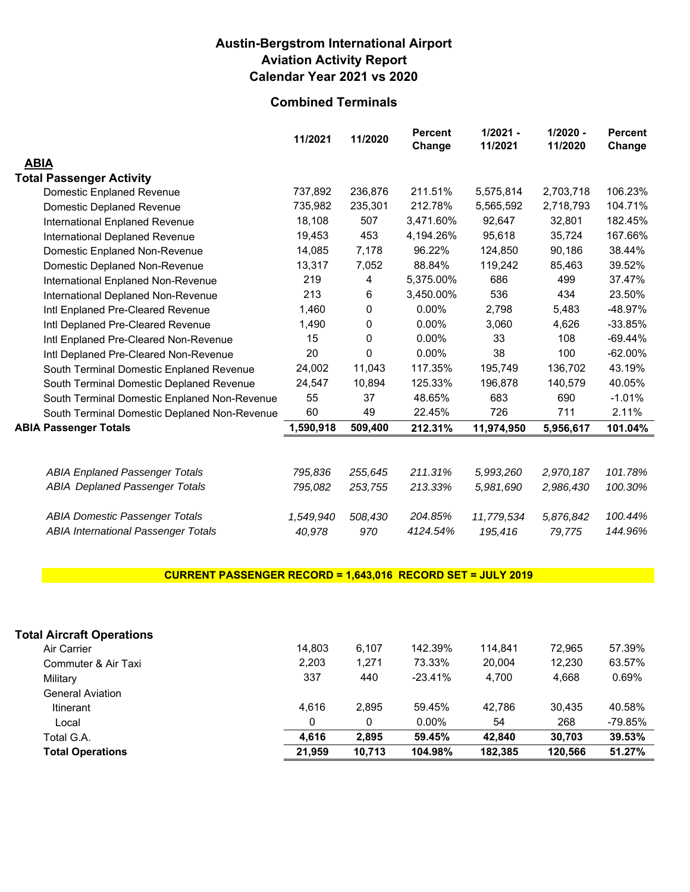# Austin-Bergstrom International Airport
## Aviation Activity Report
## Calendar Year 2021 vs 2020

### Combined Terminals

| | 11/2021 | 11/2020 | Percent Change | 1/2021 - 11/2021 | 1/2020 - 11/2020 | Percent Change |
|---|---|---|---|---|---|---|
| **ABIA** | | | | | | |
| **Total Passenger Activity** | | | | | | |
| Domestic Enplaned Revenue | 737,892 | 236,876 | 211.51% | 5,575,814 | 2,703,718 | 106.23% |
| Domestic Deplaned Revenue | 735,982 | 235,301 | 212.78% | 5,565,592 | 2,718,793 | 104.71% |
| International Enplaned Revenue | 18,108 | 507 | 3,471.60% | 92,647 | 32,801 | 182.45% |
| International Deplaned Revenue | 19,453 | 453 | 4,194.26% | 95,618 | 35,724 | 167.66% |
| Domestic Enplaned Non-Revenue | 14,085 | 7,178 | 96.22% | 124,850 | 90,186 | 38.44% |
| Domestic Deplaned Non-Revenue | 13,317 | 7,052 | 88.84% | 119,242 | 85,463 | 39.52% |
| International Enplaned Non-Revenue | 219 | 4 | 5,375.00% | 686 | 499 | 37.47% |
| International Deplaned Non-Revenue | 213 | 6 | 3,450.00% | 536 | 434 | 23.50% |
| Intl Enplaned Pre-Cleared Revenue | 1,460 | 0 | 0.00% | 2,798 | 5,483 | -48.97% |
| Intl Deplaned Pre-Cleared Revenue | 1,490 | 0 | 0.00% | 3,060 | 4,626 | -33.85% |
| Intl Enplaned Pre-Cleared Non-Revenue | 15 | 0 | 0.00% | 33 | 108 | -69.44% |
| Intl Deplaned Pre-Cleared Non-Revenue | 20 | 0 | 0.00% | 38 | 100 | -62.00% |
| South Terminal Domestic Enplaned Revenue | 24,002 | 11,043 | 117.35% | 195,749 | 136,702 | 43.19% |
| South Terminal Domestic Deplaned Revenue | 24,547 | 10,894 | 125.33% | 196,878 | 140,579 | 40.05% |
| South Terminal Domestic Enplaned Non-Revenue | 55 | 37 | 48.65% | 683 | 690 | -1.01% |
| South Terminal Domestic Deplaned Non-Revenue | 60 | 49 | 22.45% | 726 | 711 | 2.11% |
| **ABIA Passenger Totals** | **1,590,918** | **509,400** | **212.31%** | **11,974,950** | **5,956,617** | **101.04%** |
| *ABIA Enplaned Passenger Totals* | *795,836* | *255,645* | *211.31%* | *5,993,260* | *2,970,187* | *101.78%* |
| *ABIA Deplaned Passenger Totals* | *795,082* | *253,755* | *213.33%* | *5,981,690* | *2,986,430* | *100.30%* |
| *ABIA Domestic Passenger Totals* | *1,549,940* | *508,430* | *204.85%* | *11,779,534* | *5,876,842* | *100.44%* |
| *ABIA International Passenger Totals* | *40,978* | *970* | *4124.54%* | *195,416* | *79,775* | *144.96%* |

**CURRENT PASSENGER RECORD = 1,643,016 RECORD SET = JULY 2019**

| | 11/2021 | 11/2020 | Percent Change | 1/2021 - 11/2021 | 1/2020 - 11/2020 | Percent Change |
|---|---|---|---|---|---|---|
| **Total Aircraft Operations** | | | | | | |
| Air Carrier | 14,803 | 6,107 | 142.39% | 114,841 | 72,965 | 57.39% |
| Commuter & Air Taxi | 2,203 | 1,271 | 73.33% | 20,004 | 12,230 | 63.57% |
| Military | 337 | 440 | -23.41% | 4,700 | 4,668 | 0.69% |
| General Aviation | | | | | | |
| Itinerant | 4,616 | 2,895 | 59.45% | 42,786 | 30,435 | 40.58% |
| Local | 0 | 0 | 0.00% | 54 | 268 | -79.85% |
| Total G.A. | **4,616** | **2,895** | **59.45%** | **42,840** | **30,703** | **39.53%** |
| **Total Operations** | **21,959** | **10,713** | **104.98%** | **182,385** | **120,566** | **51.27%** |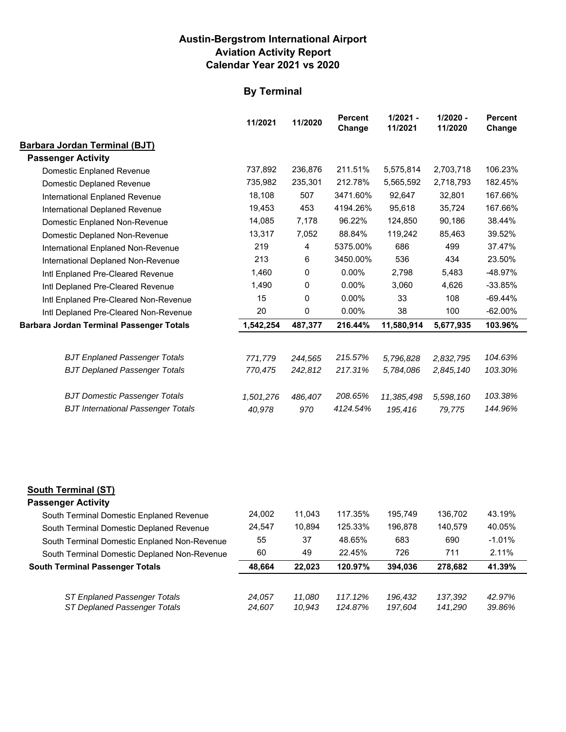**Austin-Bergstrom International Airport**
**Aviation Activity Report**
**Calendar Year 2021 vs 2020**

## By Terminal

| | 11/2021 | 11/2020 | Percent Change | 1/2021 - 11/2021 | 1/2020 - 11/2020 | Percent Change |
|---|---|---|---|---|---|---|
| **Barbara Jordan Terminal (BJT)** | | | | | | |
| **Passenger Activity** | | | | | | |
| Domestic Enplaned Revenue | 737,892 | 236,876 | 211.51% | 5,575,814 | 2,703,718 | 106.23% |
| Domestic Deplaned Revenue | 735,982 | 235,301 | 212.78% | 5,565,592 | 2,718,793 | 182.45% |
| International Enplaned Revenue | 18,108 | 507 | 3471.60% | 92,647 | 32,801 | 167.66% |
| International Deplaned Revenue | 19,453 | 453 | 4194.26% | 95,618 | 35,724 | 167.66% |
| Domestic Enplaned Non-Revenue | 14,085 | 7,178 | 96.22% | 124,850 | 90,186 | 38.44% |
| Domestic Deplaned Non-Revenue | 13,317 | 7,052 | 88.84% | 119,242 | 85,463 | 39.52% |
| International Enplaned Non-Revenue | 219 | 4 | 5375.00% | 686 | 499 | 37.47% |
| International Deplaned Non-Revenue | 213 | 6 | 3450.00% | 536 | 434 | 23.50% |
| Intl Enplaned Pre-Cleared Revenue | 1,460 | 0 | 0.00% | 2,798 | 5,483 | -48.97% |
| Intl Deplaned Pre-Cleared Revenue | 1,490 | 0 | 0.00% | 3,060 | 4,626 | -33.85% |
| Intl Enplaned Pre-Cleared Non-Revenue | 15 | 0 | 0.00% | 33 | 108 | -69.44% |
| Intl Deplaned Pre-Cleared Non-Revenue | 20 | 0 | 0.00% | 38 | 100 | -62.00% |
| **Barbara Jordan Terminal Passenger Totals** | **1,542,254** | **487,377** | **216.44%** | **11,580,914** | **5,677,935** | **103.96%** |
| *BJT Enplaned Passenger Totals* | *771,779* | *244,565* | *215.57%* | *5,796,828* | *2,832,795* | *104.63%* |
| *BJT Deplaned Passenger Totals* | *770,475* | *242,812* | *217.31%* | *5,784,086* | *2,845,140* | *103.30%* |
| *BJT Domestic Passenger Totals* | *1,501,276* | *486,407* | *208.65%* | *11,385,498* | *5,598,160* | *103.38%* |
| *BJT International Passenger Totals* | *40,978* | *970* | *4124.54%* | *195,416* | *79,775* | *144.96%* |

| | 11/2021 | 11/2020 | Percent Change | 1/2021 - 11/2021 | 1/2020 - 11/2020 | Percent Change |
|---|---|---|---|---|---|---|
| **South Terminal (ST)** | | | | | | |
| **Passenger Activity** | | | | | | |
| South Terminal Domestic Enplaned Revenue | 24,002 | 11,043 | 117.35% | 195,749 | 136,702 | 43.19% |
| South Terminal Domestic Deplaned Revenue | 24,547 | 10,894 | 125.33% | 196,878 | 140,579 | 40.05% |
| South Terminal Domestic Enplaned Non-Revenue | 55 | 37 | 48.65% | 683 | 690 | -1.01% |
| South Terminal Domestic Deplaned Non-Revenue | 60 | 49 | 22.45% | 726 | 711 | 2.11% |
| **South Terminal Passenger Totals** | **48,664** | **22,023** | **120.97%** | **394,036** | **278,682** | **41.39%** |
| *ST Enplaned Passenger Totals* | *24,057* | *11,080* | *117.12%* | *196,432* | *137,392* | *42.97%* |
| *ST Deplaned Passenger Totals* | *24,607* | *10,943* | *124.87%* | *197,604* | *141,290* | *39.86%* |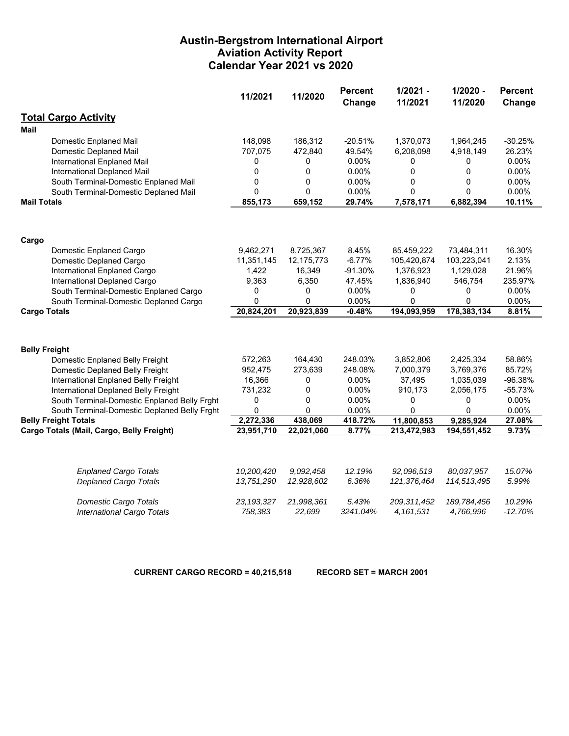# Austin-Bergstrom International Airport
## Aviation Activity Report
## Calendar Year 2021 vs 2020

| | 11/2021 | 11/2020 | Percent Change | 1/2021 - 11/2021 | 1/2020 - 11/2020 | Percent Change |
|---|---|---|---|---|---|---|
| **Total Cargo Activity** | | | | | | |
| **Mail** | | | | | | |
| Domestic Enplaned Mail | 148,098 | 186,312 | -20.51% | 1,370,073 | 1,964,245 | -30.25% |
| Domestic Deplaned Mail | 707,075 | 472,840 | 49.54% | 6,208,098 | 4,918,149 | 26.23% |
| International Enplaned Mail | 0 | 0 | 0.00% | 0 | 0 | 0.00% |
| International Deplaned Mail | 0 | 0 | 0.00% | 0 | 0 | 0.00% |
| South Terminal-Domestic Enplaned Mail | 0 | 0 | 0.00% | 0 | 0 | 0.00% |
| South Terminal-Domestic Deplaned Mail | 0 | 0 | 0.00% | 0 | 0 | 0.00% |
| **Mail Totals** | **855,173** | **659,152** | **29.74%** | **7,578,171** | **6,882,394** | **10.11%** |
| **Cargo** | | | | | | |
| Domestic Enplaned Cargo | 9,462,271 | 8,725,367 | 8.45% | 85,459,222 | 73,484,311 | 16.30% |
| Domestic Deplaned Cargo | 11,351,145 | 12,175,773 | -6.77% | 105,420,874 | 103,223,041 | 2.13% |
| International Enplaned Cargo | 1,422 | 16,349 | -91.30% | 1,376,923 | 1,129,028 | 21.96% |
| International Deplaned Cargo | 9,363 | 6,350 | 47.45% | 1,836,940 | 546,754 | 235.97% |
| South Terminal-Domestic Enplaned Cargo | 0 | 0 | 0.00% | 0 | 0 | 0.00% |
| South Terminal-Domestic Deplaned Cargo | 0 | 0 | 0.00% | 0 | 0 | 0.00% |
| **Cargo Totals** | **20,824,201** | **20,923,839** | **-0.48%** | **194,093,959** | **178,383,134** | **8.81%** |
| **Belly Freight** | | | | | | |
| Domestic Enplaned Belly Freight | 572,263 | 164,430 | 248.03% | 3,852,806 | 2,425,334 | 58.86% |
| Domestic Deplaned Belly Freight | 952,475 | 273,639 | 248.08% | 7,000,379 | 3,769,376 | 85.72% |
| International Enplaned Belly Freight | 16,366 | 0 | 0.00% | 37,495 | 1,035,039 | -96.38% |
| International Deplaned Belly Freight | 731,232 | 0 | 0.00% | 910,173 | 2,056,175 | -55.73% |
| South Terminal-Domestic Enplaned Belly Frght | 0 | 0 | 0.00% | 0 | 0 | 0.00% |
| South Terminal-Domestic Deplaned Belly Frght | 0 | 0 | 0.00% | 0 | 0 | 0.00% |
| **Belly Freight Totals** | **2,272,336** | **438,069** | **418.72%** | **11,800,853** | **9,285,924** | **27.08%** |
| **Cargo Totals (Mail, Cargo, Belly Freight)** | **23,951,710** | **22,021,060** | **8.77%** | **213,472,983** | **194,551,452** | **9.73%** |
| *Enplaned Cargo Totals* | *10,200,420* | *9,092,458* | *12.19%* | *92,096,519* | *80,037,957* | *15.07%* |
| *Deplaned Cargo Totals* | *13,751,290* | *12,928,602* | *6.36%* | *121,376,464* | *114,513,495* | *5.99%* |
| *Domestic Cargo Totals* | *23,193,327* | *21,998,361* | *5.43%* | *209,311,452* | *189,784,456* | *10.29%* |
| *International Cargo Totals* | *758,383* | *22,699* | *3241.04%* | *4,161,531* | *4,766,996* | *-12.70%* |

**CURRENT CARGO RECORD = 40,215,518 RECORD SET = MARCH 2001**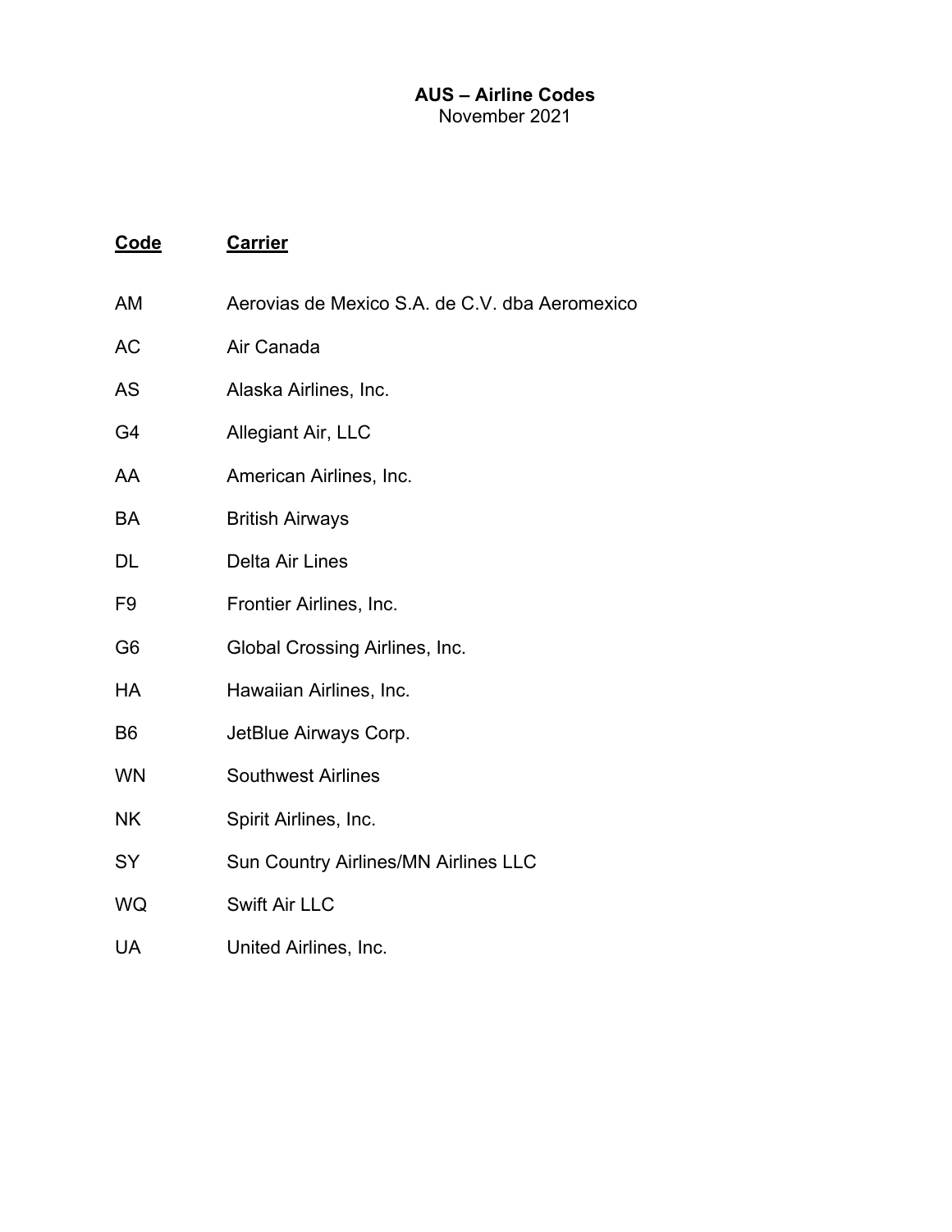**AUS – Airline Codes**

November 2021

| Code | Carrier |
| --- | --- |
| AM | Aerovias de Mexico S.A. de C.V. dba Aeromexico |
| AC | Air Canada |
| AS | Alaska Airlines, Inc. |
| G4 | Allegiant Air, LLC |
| AA | American Airlines, Inc. |
| BA | British Airways |
| DL | Delta Air Lines |
| F9 | Frontier Airlines, Inc. |
| G6 | Global Crossing Airlines, Inc. |
| HA | Hawaiian Airlines, Inc. |
| B6 | JetBlue Airways Corp. |
| WN | Southwest Airlines |
| NK | Spirit Airlines, Inc. |
| SY | Sun Country Airlines/MN Airlines LLC |
| WQ | Swift Air LLC |
| UA | United Airlines, Inc. |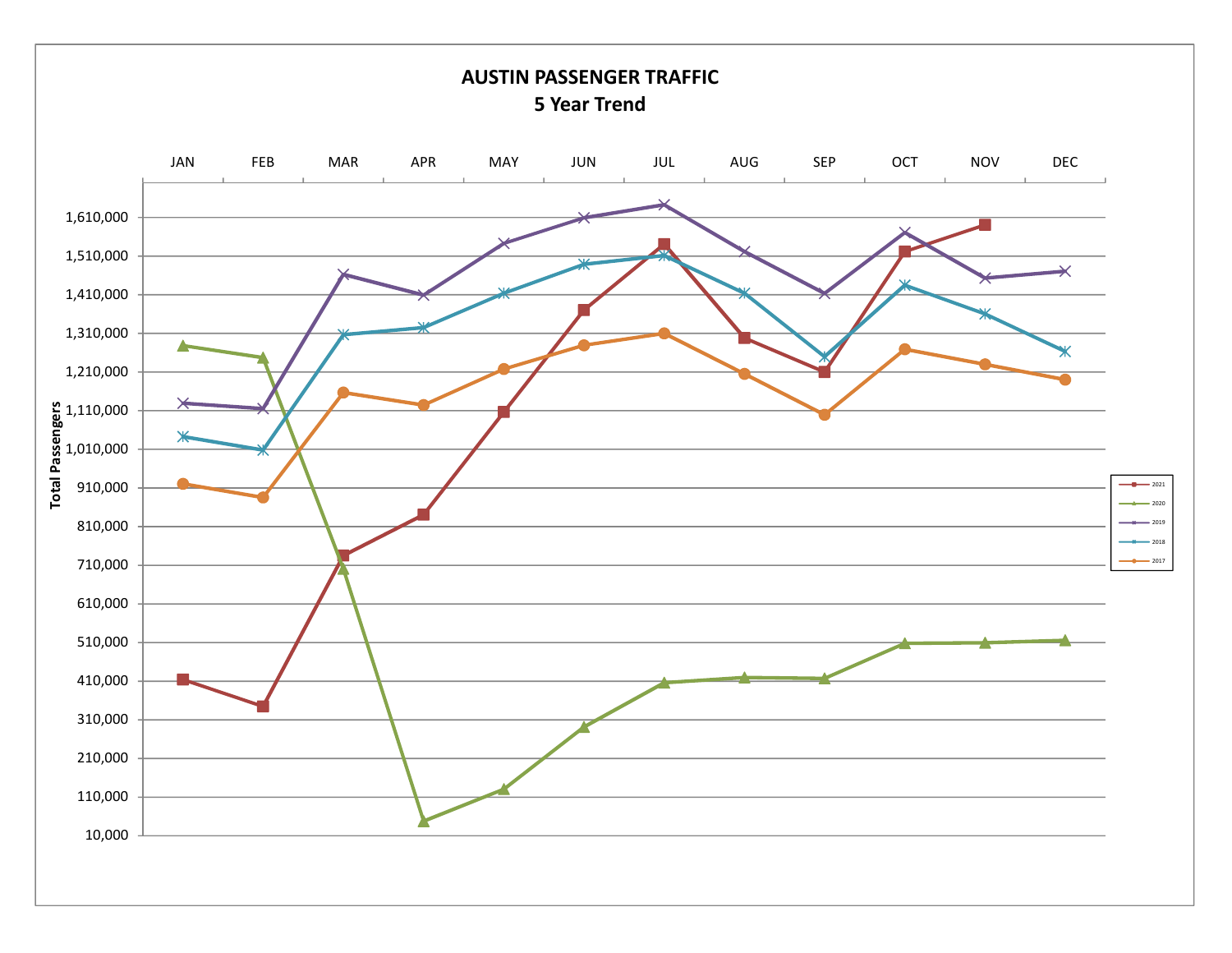# AUSTIN PASSENGER TRAFFIC
## 5 Year Trend

Total Passengers

JAN FEB MAR APR MAY JUN JUL AUG SEP OCT NOV DEC

1,610,000
1,510,000
1,410,000
1,310,000
1,210,000
1,110,000
1,010,000
910,000
810,000
710,000
610,000
510,000
410,000
310,000
210,000
110,000
10,000

2021
2020
2019
2018
2017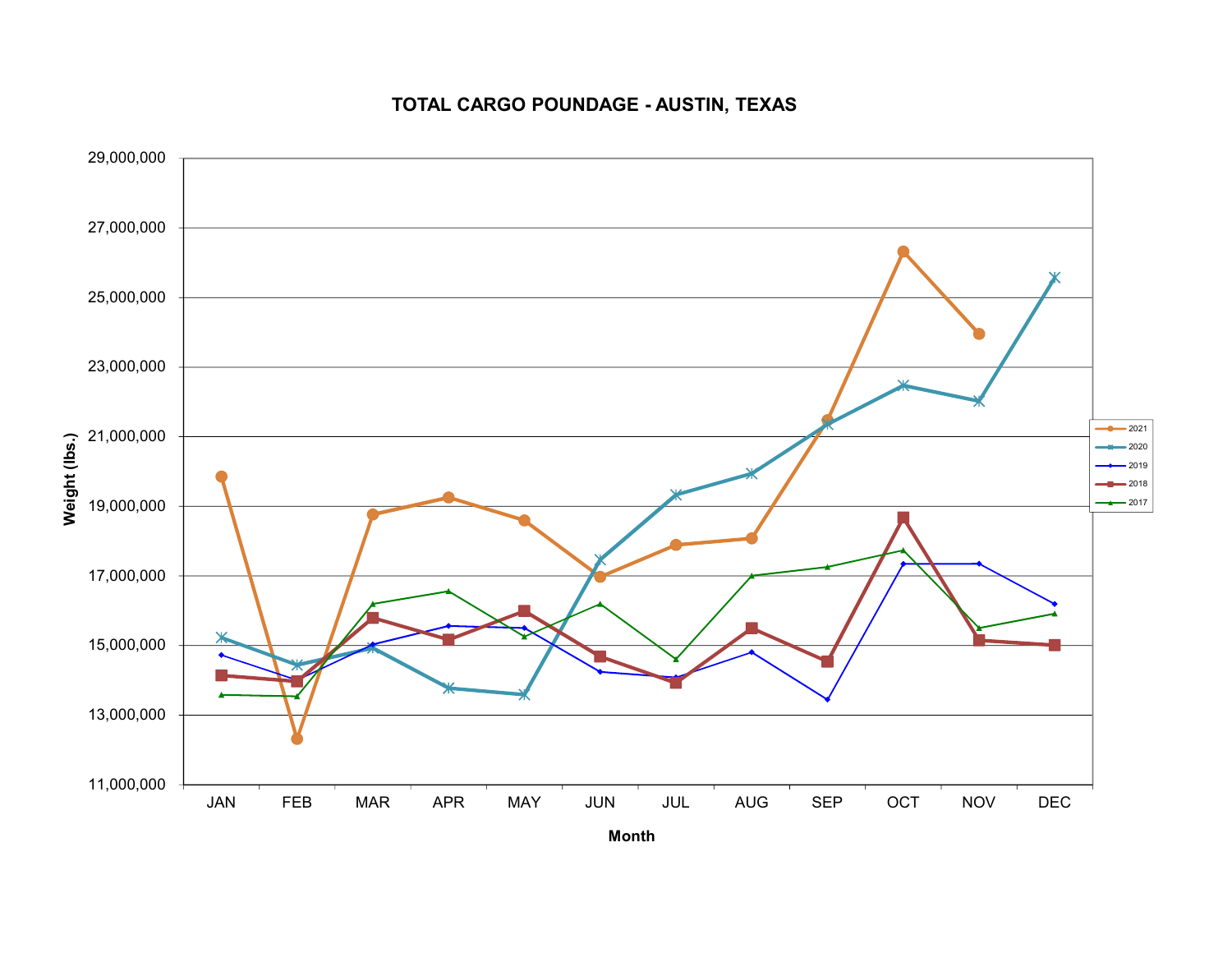**TOTAL CARGO POUNDAGE - AUSTIN, TEXAS**

Weight (lbs.)

29,000,000
27,000,000
25,000,000
23,000,000
21,000,000
19,000,000
17,000,000
15,000,000
13,000,000
11,000,000

JAN FEB MAR APR MAY JUN JUL AUG SEP OCT NOV DEC

**Month**

2021
2020
2019
2018
2017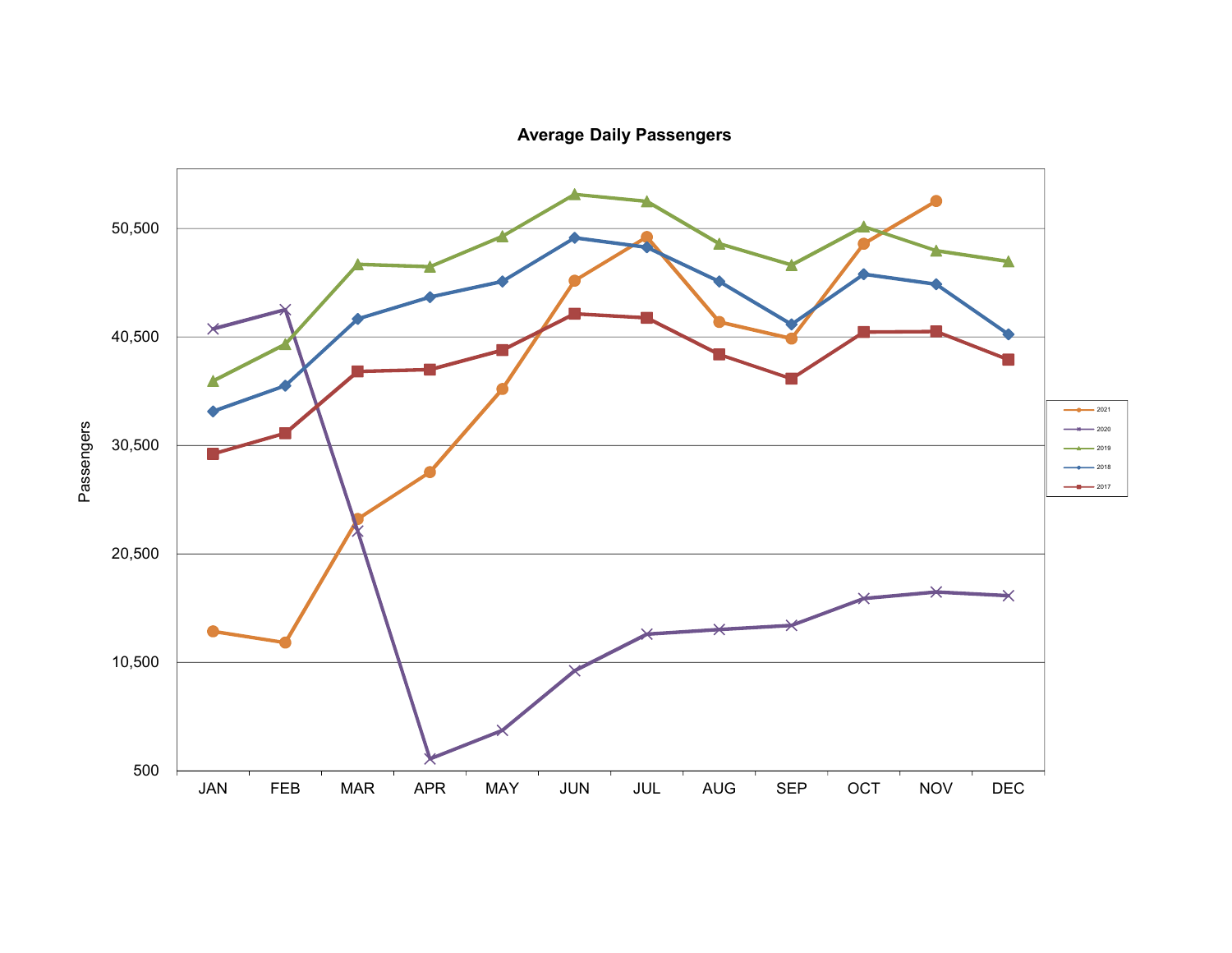**Average Daily Passengers**

Passengers

50,500
40,500
30,500
20,500
10,500
500

JAN FEB MAR APR MAY JUN JUL AUG SEP OCT NOV DEC

2021
2020
2019
2018
2017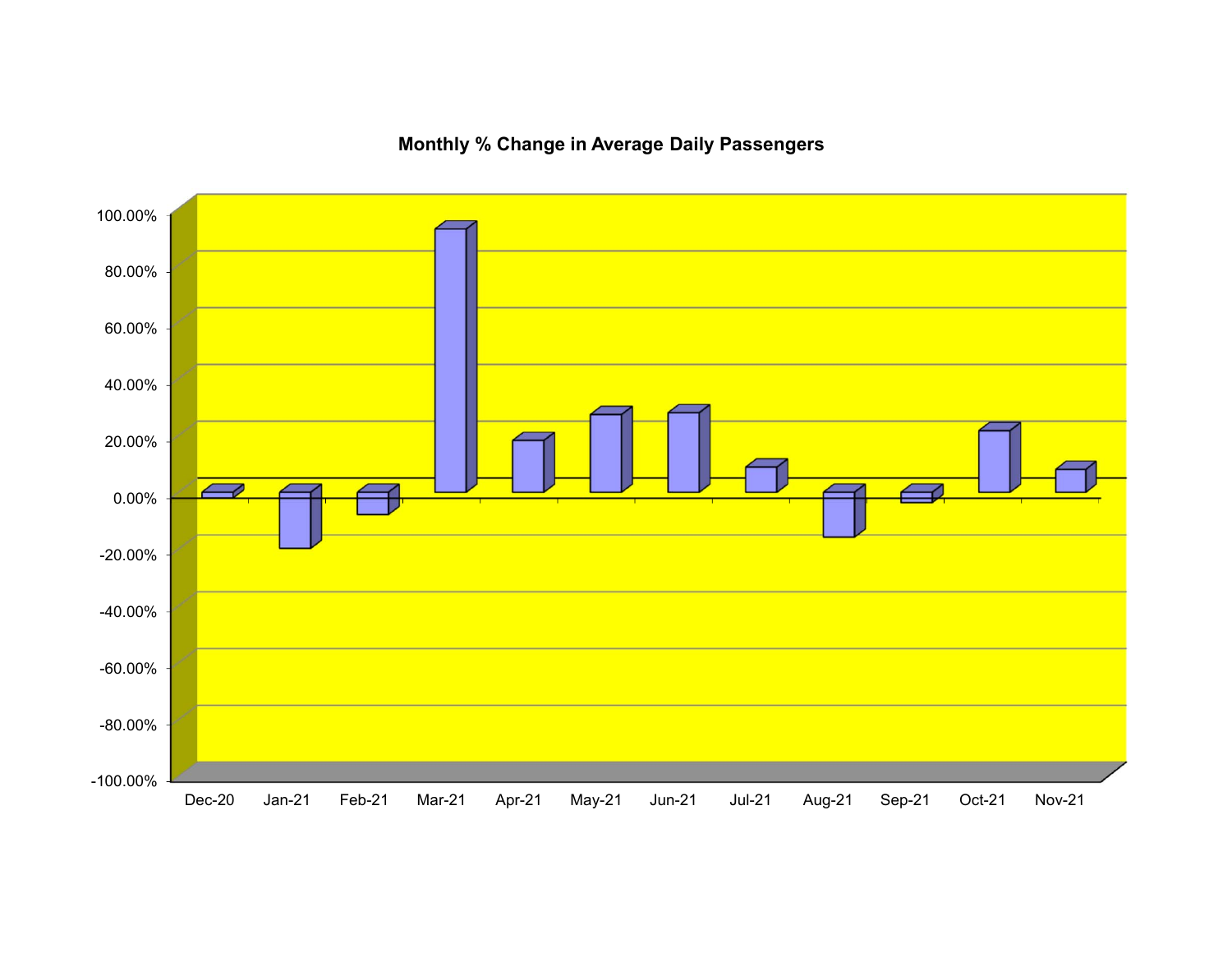## Monthly % Change in Average Daily Passengers

100.00%
80.00%
60.00%
40.00%
20.00%
0.00%
-20.00%
-40.00%
-60.00%
-80.00%
-100.00%

Dec-20 Jan-21 Feb-21 Mar-21 Apr-21 May-21 Jun-21 Jul-21 Aug-21 Sep-21 Oct-21 Nov-21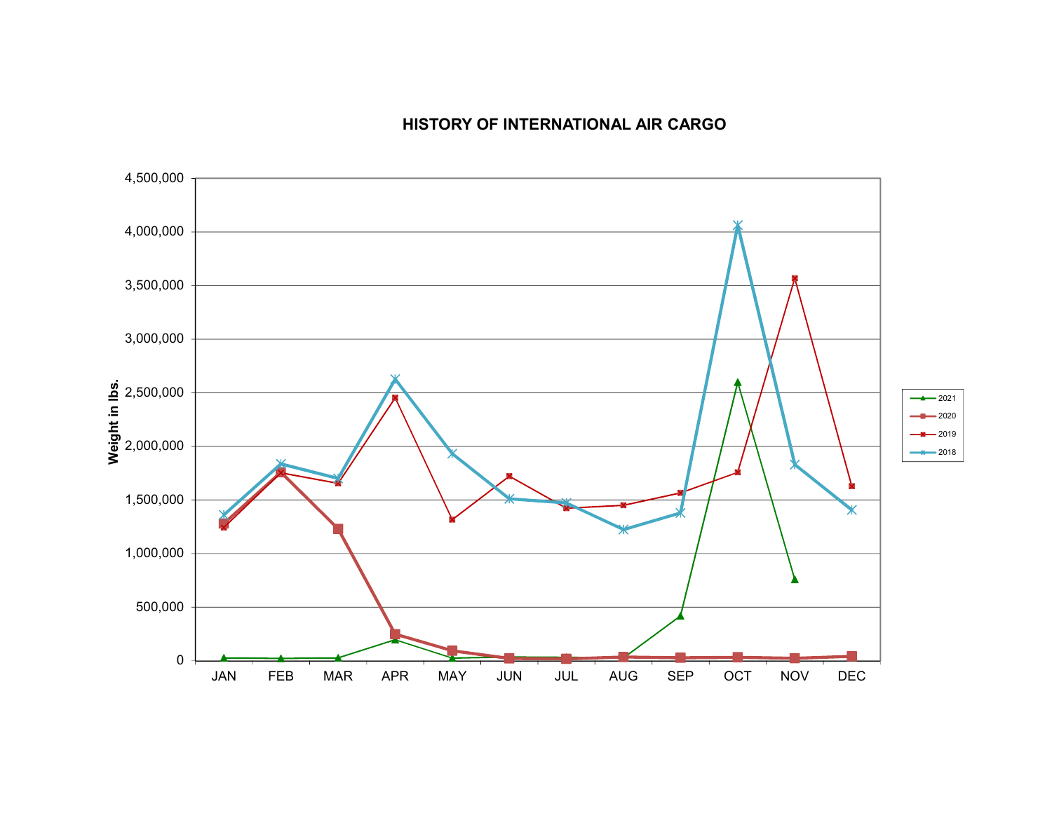# HISTORY OF INTERNATIONAL AIR CARGO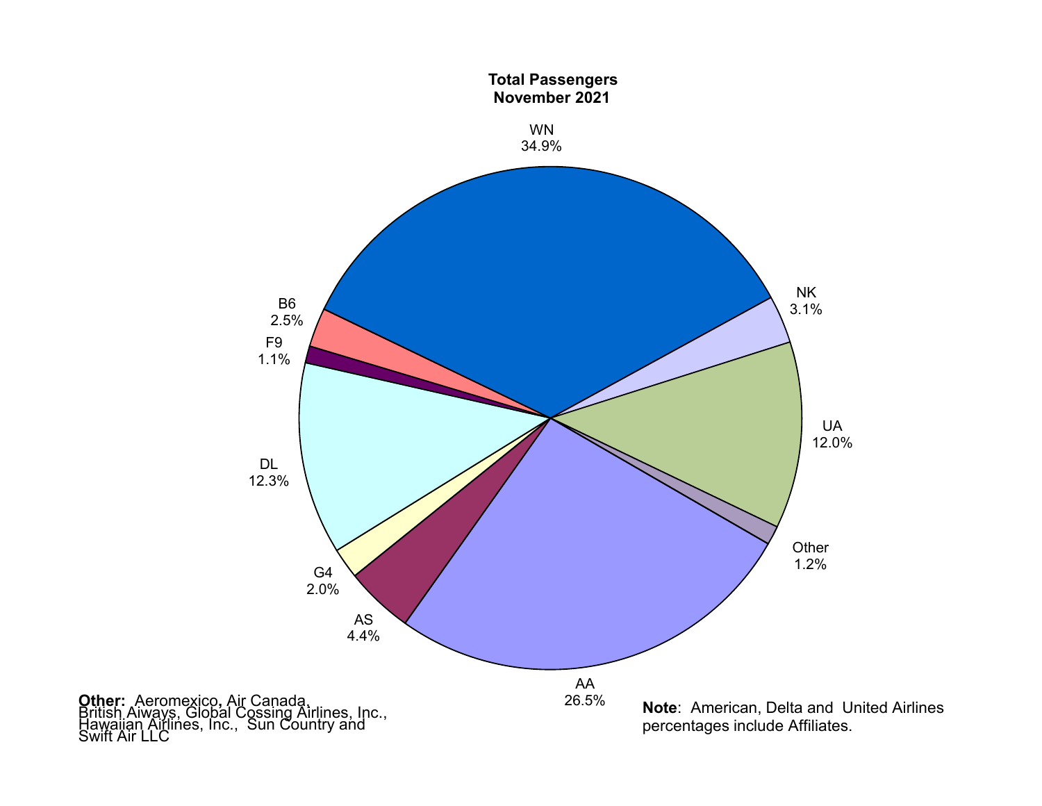**Total Passengers**
**November 2021**

| Airline | Share |
|---|---|
| WN | 34.9% |
| NK | 3.1% |
| UA | 12.0% |
| Other | 1.2% |
| AA | 26.5% |
| AS | 4.4% |
| G4 | 2.0% |
| DL | 12.3% |
| F9 | 1.1% |
| B6 | 2.5% |

**Other:** Aeromexico, Air Canada, British Aiways, Global Cossing Airlines, Inc., Hawaiian Airlines, Inc., Sun Country and Swift Air LLC

**Note**: American, Delta and United Airlines percentages include Affiliates.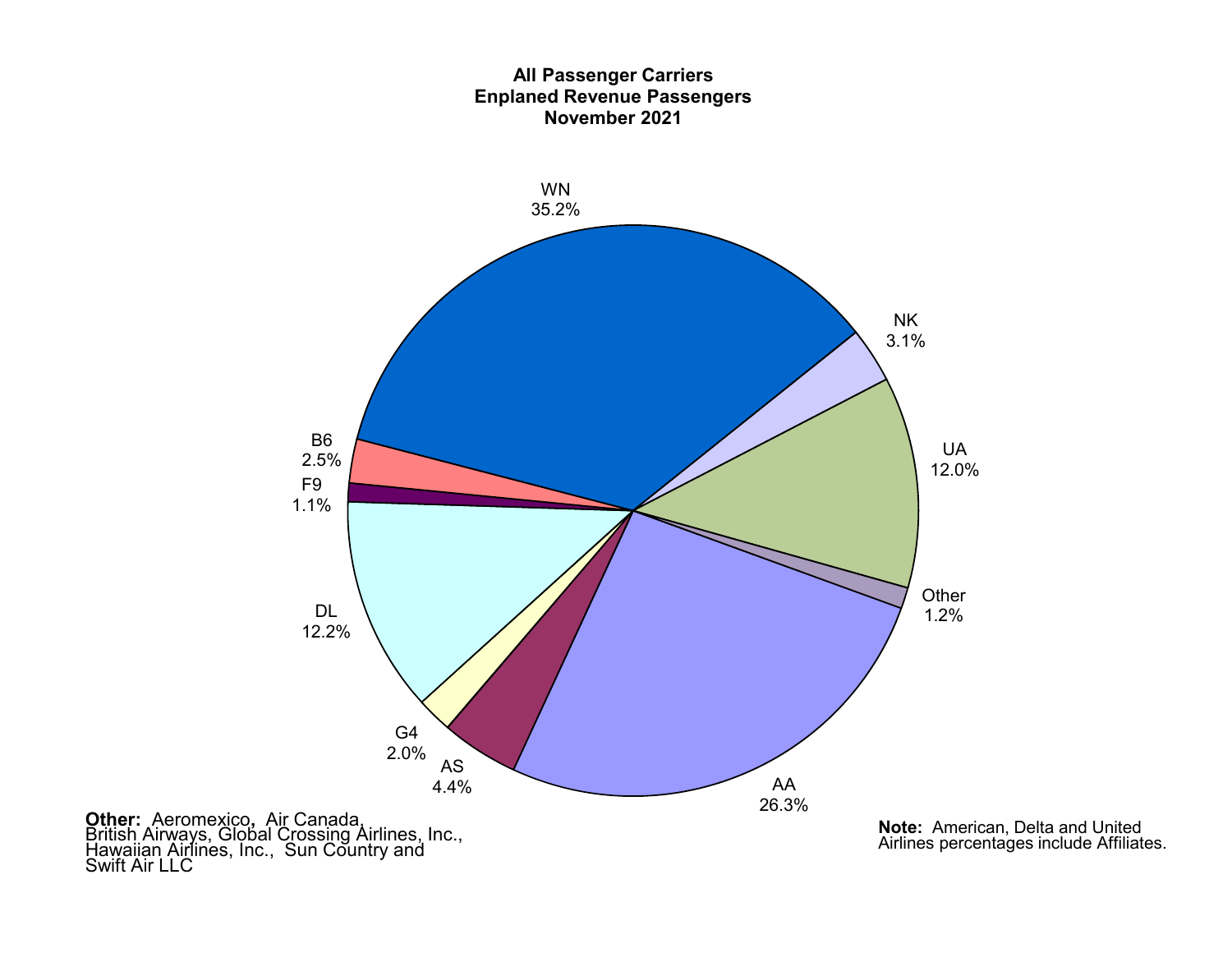**All Passenger Carriers**
**Enplaned Revenue Passengers**
**November 2021**

| Carrier | Share |
| --- | --- |
| WN | 35.2% |
| NK | 3.1% |
| UA | 12.0% |
| Other | 1.2% |
| AA | 26.3% |
| AS | 4.4% |
| G4 | 2.0% |
| DL | 12.2% |
| F9 | 1.1% |
| B6 | 2.5% |

**Other:** Aeromexico, Air Canada, British Airways, Global Crossing Airlines, Inc., Hawaiian Airlines, Inc., Sun Country and Swift Air LLC

**Note:** American, Delta and United Airlines percentages include Affiliates.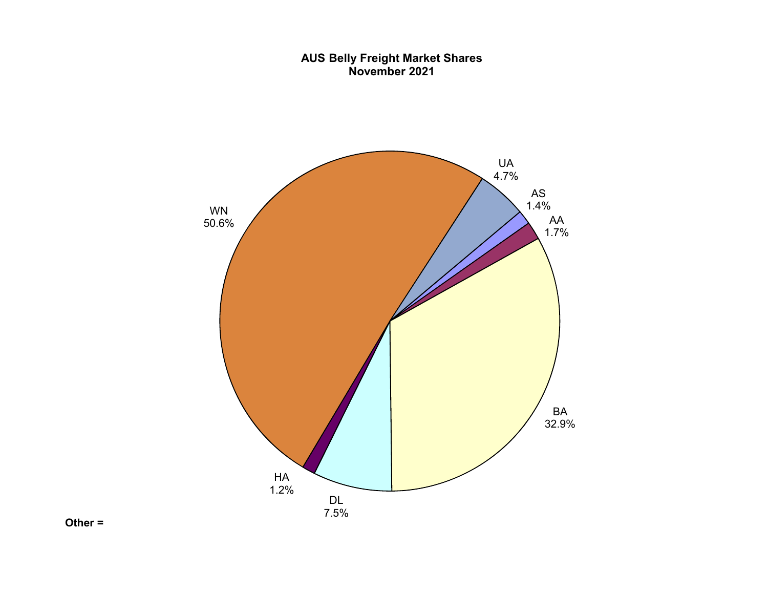**AUS Belly Freight Market Shares**
**November 2021**

| Carrier | Share |
|---|---|
| WN | 50.6% |
| UA | 4.7% |
| AS | 1.4% |
| AA | 1.7% |
| BA | 32.9% |
| DL | 7.5% |
| HA | 1.2% |

**Other =**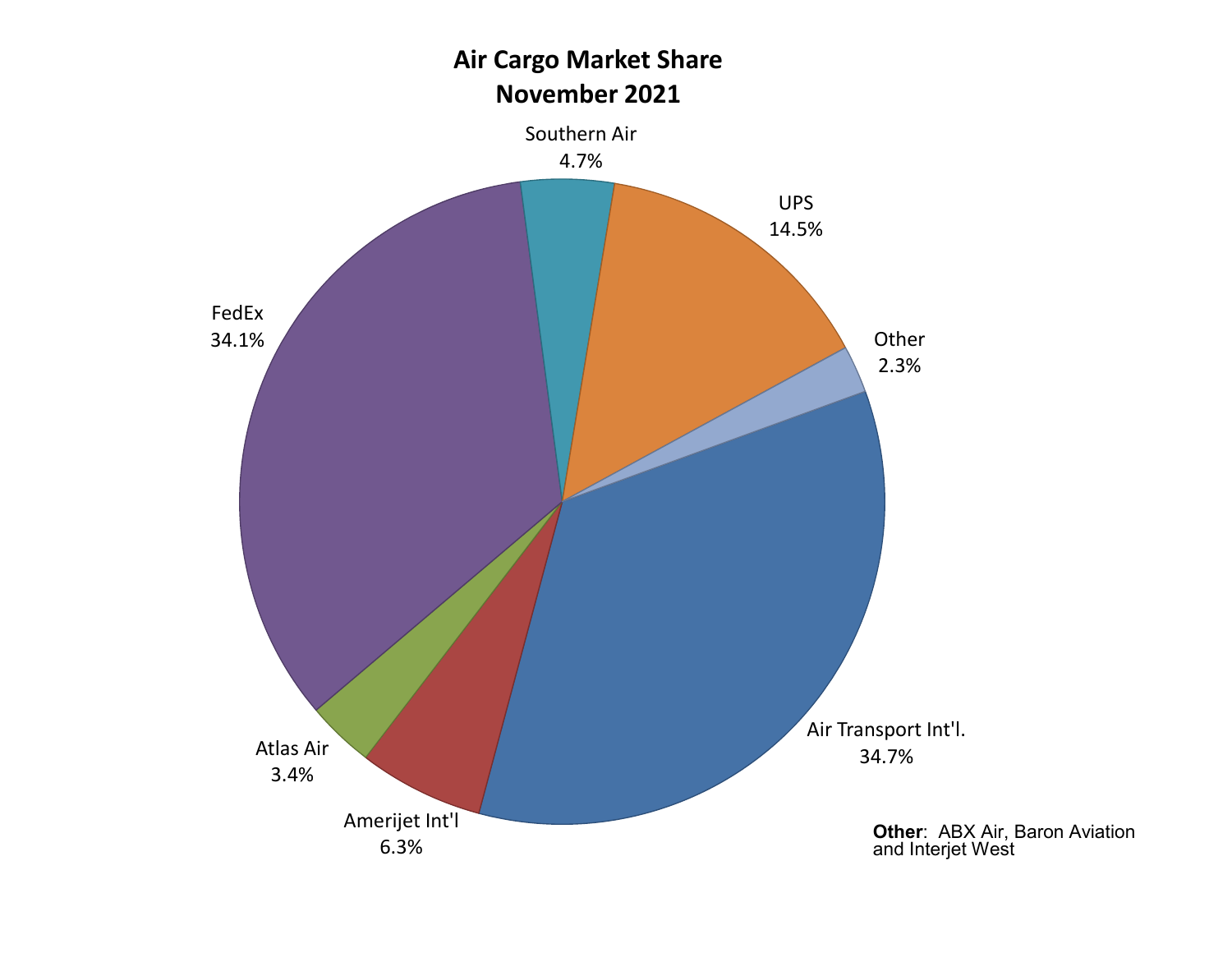# Air Cargo Market Share
## November 2021

| Carrier | Market Share |
|---|---|
| Air Transport Int'l. | 34.7% |
| FedEx | 34.1% |
| UPS | 14.5% |
| Amerijet Int'l | 6.3% |
| Southern Air | 4.7% |
| Atlas Air | 3.4% |
| Other | 2.3% |

**Other**: ABX Air, Baron Aviation and Interjet West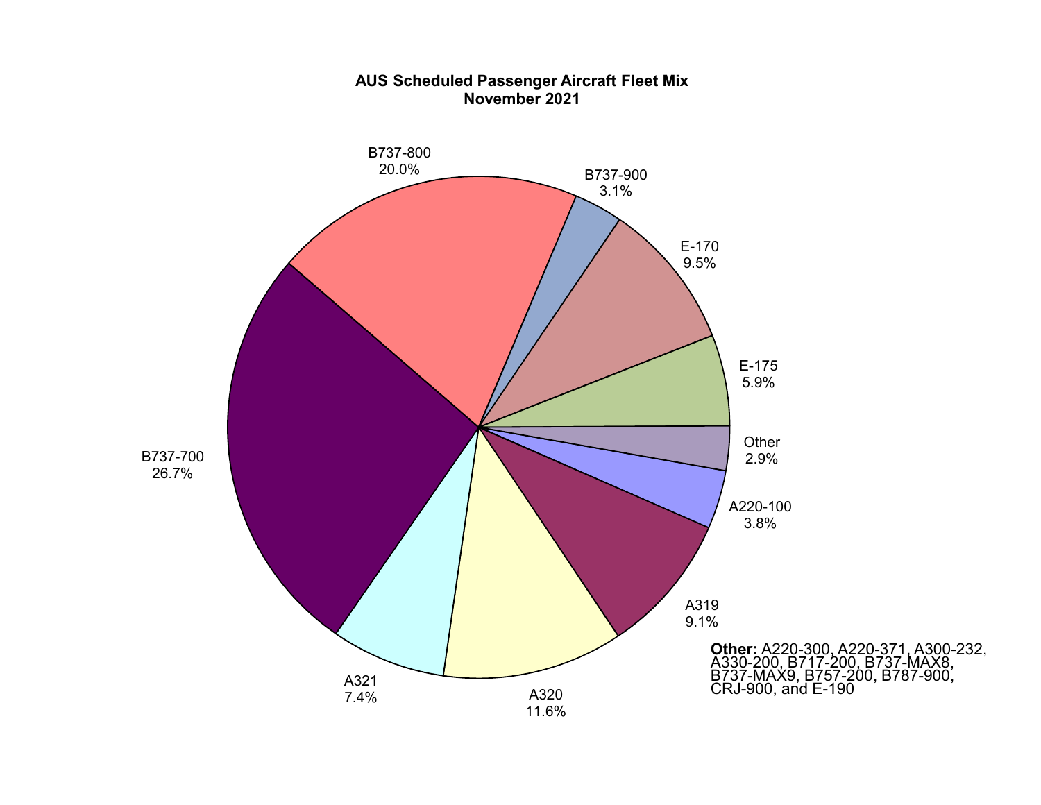**AUS Scheduled Passenger Aircraft Fleet Mix**
**November 2021**

| Aircraft | Share |
|---|---|
| B737-700 | 26.7% |
| B737-800 | 20.0% |
| B737-900 | 3.1% |
| E-170 | 9.5% |
| E-175 | 5.9% |
| Other | 2.9% |
| A220-100 | 3.8% |
| A319 | 9.1% |
| A320 | 11.6% |
| A321 | 7.4% |

**Other:** A220-300, A220-371, A300-232, A330-200, B717-200, B737-MAX8, B737-MAX9, B757-200, B787-900, CRJ-900, and E-190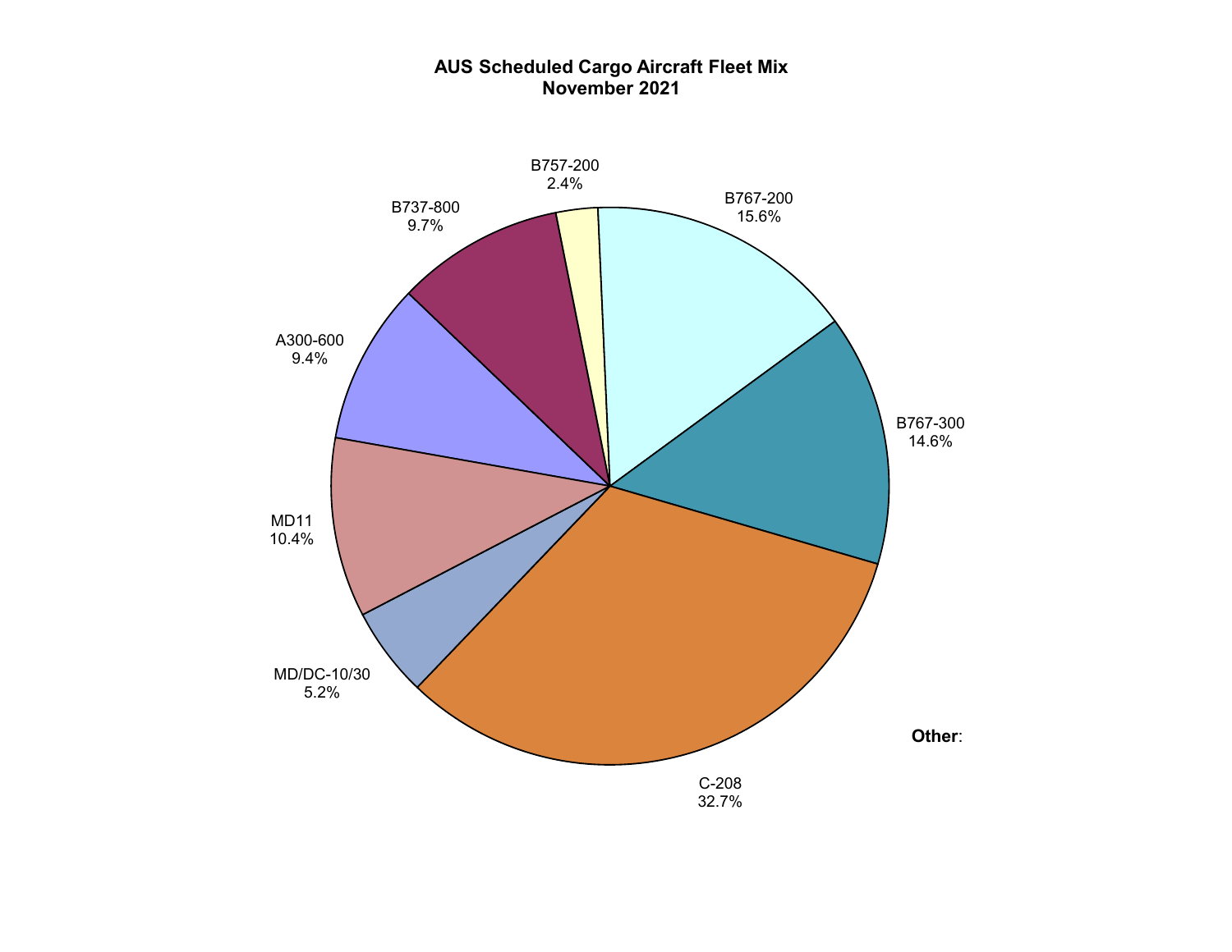**AUS Scheduled Cargo Aircraft Fleet Mix**
**November 2021**

| Aircraft | Share |
| --- | --- |
| B757-200 | 2.4% |
| B767-200 | 15.6% |
| B767-300 | 14.6% |
| C-208 | 32.7% |
| MD/DC-10/30 | 5.2% |
| MD11 | 10.4% |
| A300-600 | 9.4% |
| B737-800 | 9.7% |

**Other**: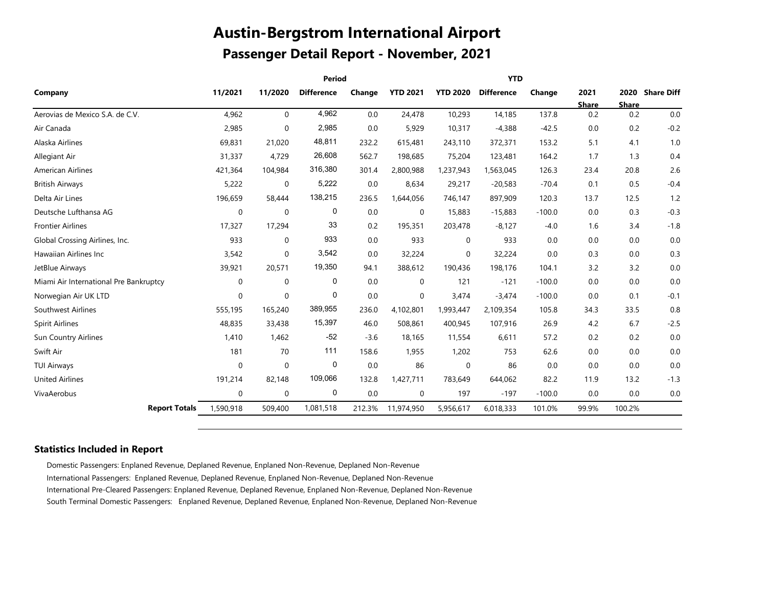# Austin-Bergstrom International Airport

## Passenger Detail Report - November, 2021

| Company | Period | | | | YTD | | | | | | |
|---|---|---|---|---|---|---|---|---|---|---|---|
| | 11/2021 | 11/2020 | Difference | Change | YTD 2021 | YTD 2020 | Difference | Change | 2021 Share | 2020 Share | Share Diff |
| Aerovias de Mexico S.A. de C.V. | 4,962 | 0 | 4,962 | 0.0 | 24,478 | 10,293 | 14,185 | 137.8 | 0.2 | 0.2 | 0.0 |
| Air Canada | 2,985 | 0 | 2,985 | 0.0 | 5,929 | 10,317 | -4,388 | -42.5 | 0.0 | 0.2 | -0.2 |
| Alaska Airlines | 69,831 | 21,020 | 48,811 | 232.2 | 615,481 | 243,110 | 372,371 | 153.2 | 5.1 | 4.1 | 1.0 |
| Allegiant Air | 31,337 | 4,729 | 26,608 | 562.7 | 198,685 | 75,204 | 123,481 | 164.2 | 1.7 | 1.3 | 0.4 |
| American Airlines | 421,364 | 104,984 | 316,380 | 301.4 | 2,800,988 | 1,237,943 | 1,563,045 | 126.3 | 23.4 | 20.8 | 2.6 |
| British Airways | 5,222 | 0 | 5,222 | 0.0 | 8,634 | 29,217 | -20,583 | -70.4 | 0.1 | 0.5 | -0.4 |
| Delta Air Lines | 196,659 | 58,444 | 138,215 | 236.5 | 1,644,056 | 746,147 | 897,909 | 120.3 | 13.7 | 12.5 | 1.2 |
| Deutsche Lufthansa AG | 0 | 0 | 0 | 0.0 | 0 | 15,883 | -15,883 | -100.0 | 0.0 | 0.3 | -0.3 |
| Frontier Airlines | 17,327 | 17,294 | 33 | 0.2 | 195,351 | 203,478 | -8,127 | -4.0 | 1.6 | 3.4 | -1.8 |
| Global Crossing Airlines, Inc. | 933 | 0 | 933 | 0.0 | 933 | 0 | 933 | 0.0 | 0.0 | 0.0 | 0.0 |
| Hawaiian Airlines Inc | 3,542 | 0 | 3,542 | 0.0 | 32,224 | 0 | 32,224 | 0.0 | 0.3 | 0.0 | 0.3 |
| JetBlue Airways | 39,921 | 20,571 | 19,350 | 94.1 | 388,612 | 190,436 | 198,176 | 104.1 | 3.2 | 3.2 | 0.0 |
| Miami Air International Pre Bankruptcy | 0 | 0 | 0 | 0.0 | 0 | 121 | -121 | -100.0 | 0.0 | 0.0 | 0.0 |
| Norwegian Air UK LTD | 0 | 0 | 0 | 0.0 | 0 | 3,474 | -3,474 | -100.0 | 0.0 | 0.1 | -0.1 |
| Southwest Airlines | 555,195 | 165,240 | 389,955 | 236.0 | 4,102,801 | 1,993,447 | 2,109,354 | 105.8 | 34.3 | 33.5 | 0.8 |
| Spirit Airlines | 48,835 | 33,438 | 15,397 | 46.0 | 508,861 | 400,945 | 107,916 | 26.9 | 4.2 | 6.7 | -2.5 |
| Sun Country Airlines | 1,410 | 1,462 | -52 | -3.6 | 18,165 | 11,554 | 6,611 | 57.2 | 0.2 | 0.2 | 0.0 |
| Swift Air | 181 | 70 | 111 | 158.6 | 1,955 | 1,202 | 753 | 62.6 | 0.0 | 0.0 | 0.0 |
| TUI Airways | 0 | 0 | 0 | 0.0 | 86 | 0 | 86 | 0.0 | 0.0 | 0.0 | 0.0 |
| United Airlines | 191,214 | 82,148 | 109,066 | 132.8 | 1,427,711 | 783,649 | 644,062 | 82.2 | 11.9 | 13.2 | -1.3 |
| VivaAerobus | 0 | 0 | 0 | 0.0 | 0 | 197 | -197 | -100.0 | 0.0 | 0.0 | 0.0 |
| **Report Totals** | 1,590,918 | 509,400 | 1,081,518 | 212.3% | 11,974,950 | 5,956,617 | 6,018,333 | 101.0% | 99.9% | 100.2% | |

### Statistics Included in Report

Domestic Passengers: Enplaned Revenue, Deplaned Revenue, Enplaned Non-Revenue, Deplaned Non-Revenue

International Passengers: Enplaned Revenue, Deplaned Revenue, Enplaned Non-Revenue, Deplaned Non-Revenue

International Pre-Cleared Passengers: Enplaned Revenue, Deplaned Revenue, Enplaned Non-Revenue, Deplaned Non-Revenue

South Terminal Domestic Passengers: Enplaned Revenue, Deplaned Revenue, Enplaned Non-Revenue, Deplaned Non-Revenue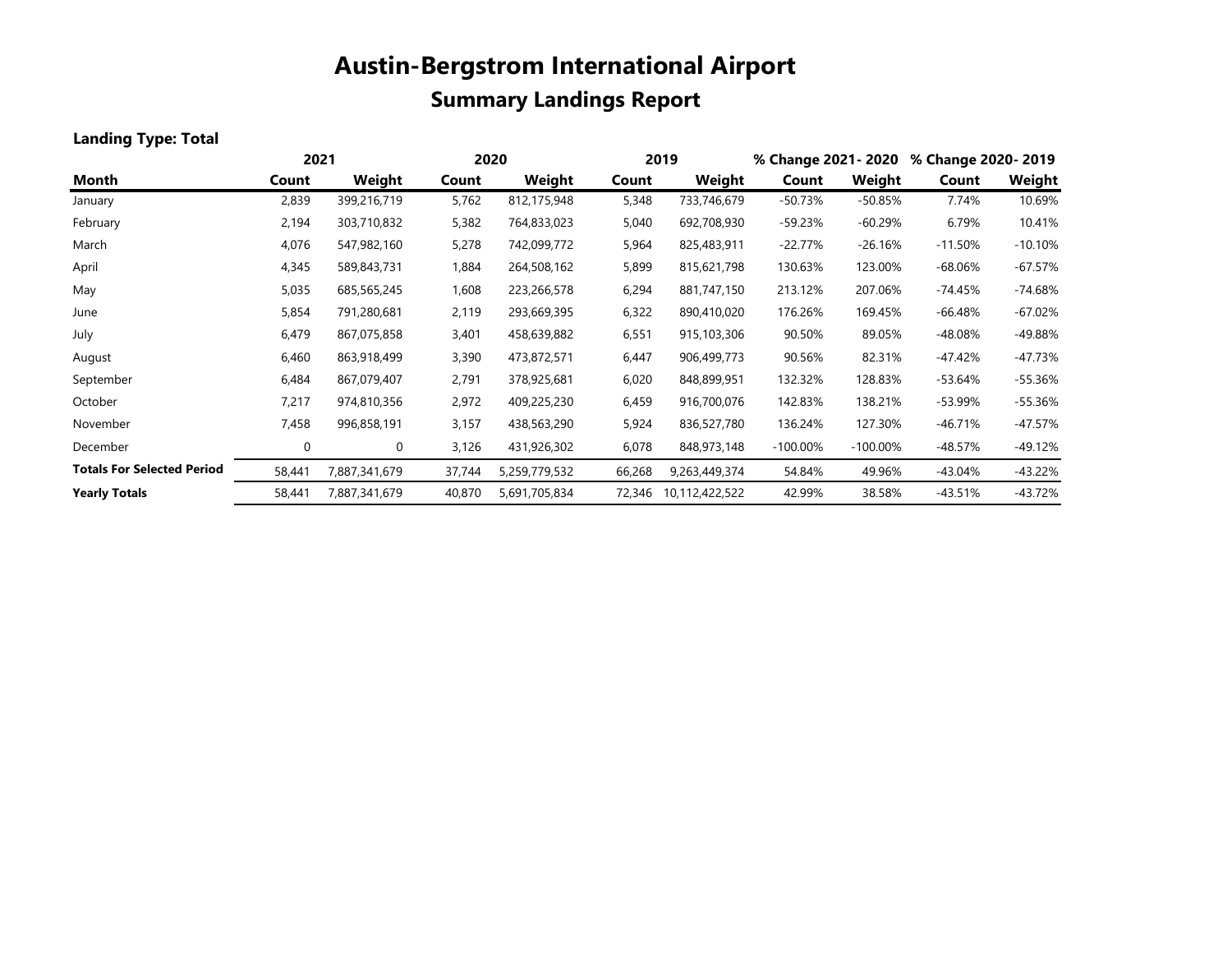# Austin-Bergstrom International Airport

## Summary Landings Report

**Landing Type: Total**

| | 2021 | | 2020 | | 2019 | | % Change 2021- 2020 | | % Change 2020- 2019 | |
|---|---|---|---|---|---|---|---|---|---|---|
| **Month** | **Count** | **Weight** | **Count** | **Weight** | **Count** | **Weight** | **Count** | **Weight** | **Count** | **Weight** |
| January | 2,839 | 399,216,719 | 5,762 | 812,175,948 | 5,348 | 733,746,679 | -50.73% | -50.85% | 7.74% | 10.69% |
| February | 2,194 | 303,710,832 | 5,382 | 764,833,023 | 5,040 | 692,708,930 | -59.23% | -60.29% | 6.79% | 10.41% |
| March | 4,076 | 547,982,160 | 5,278 | 742,099,772 | 5,964 | 825,483,911 | -22.77% | -26.16% | -11.50% | -10.10% |
| April | 4,345 | 589,843,731 | 1,884 | 264,508,162 | 5,899 | 815,621,798 | 130.63% | 123.00% | -68.06% | -67.57% |
| May | 5,035 | 685,565,245 | 1,608 | 223,266,578 | 6,294 | 881,747,150 | 213.12% | 207.06% | -74.45% | -74.68% |
| June | 5,854 | 791,280,681 | 2,119 | 293,669,395 | 6,322 | 890,410,020 | 176.26% | 169.45% | -66.48% | -67.02% |
| July | 6,479 | 867,075,858 | 3,401 | 458,639,882 | 6,551 | 915,103,306 | 90.50% | 89.05% | -48.08% | -49.88% |
| August | 6,460 | 863,918,499 | 3,390 | 473,872,571 | 6,447 | 906,499,773 | 90.56% | 82.31% | -47.42% | -47.73% |
| September | 6,484 | 867,079,407 | 2,791 | 378,925,681 | 6,020 | 848,899,951 | 132.32% | 128.83% | -53.64% | -55.36% |
| October | 7,217 | 974,810,356 | 2,972 | 409,225,230 | 6,459 | 916,700,076 | 142.83% | 138.21% | -53.99% | -55.36% |
| November | 7,458 | 996,858,191 | 3,157 | 438,563,290 | 5,924 | 836,527,780 | 136.24% | 127.30% | -46.71% | -47.57% |
| December | 0 | 0 | 3,126 | 431,926,302 | 6,078 | 848,973,148 | -100.00% | -100.00% | -48.57% | -49.12% |
| **Totals For Selected Period** | 58,441 | 7,887,341,679 | 37,744 | 5,259,779,532 | 66,268 | 9,263,449,374 | 54.84% | 49.96% | -43.04% | -43.22% |
| **Yearly Totals** | 58,441 | 7,887,341,679 | 40,870 | 5,691,705,834 | 72,346 | 10,112,422,522 | 42.99% | 38.58% | -43.51% | -43.72% |